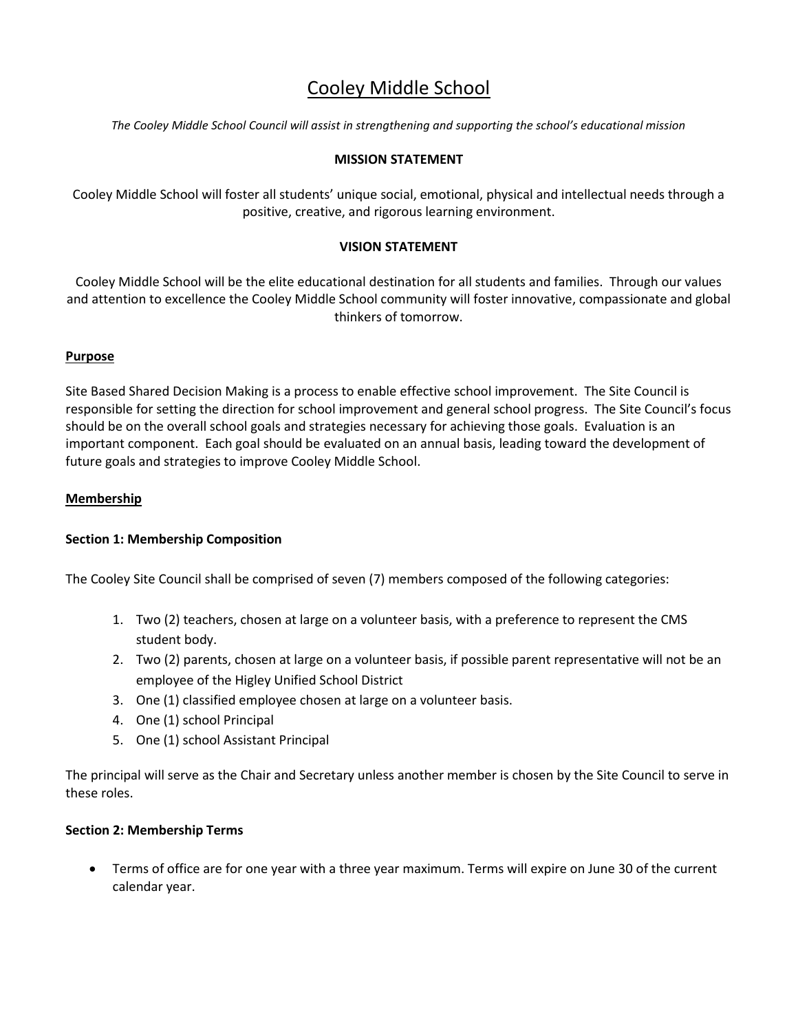# Cooley Middle School

*The Cooley Middle School Council will assist in strengthening and supporting the school's educational mission*

**MISSION STATEMENT**

Cooley Middle School will foster all students' unique social, emotional, physical and intellectual needs through a positive, creative, and rigorous learning environment.

**VISION STATEMENT**

Cooley Middle School will be the elite educational destination for all students and families. Through our values and attention to excellence the Cooley Middle School community will foster innovative, compassionate and global thinkers of tomorrow.

## Purpose

Site Based Shared Decision Making is a process to enable effective school improvement. The Site Council is responsible for setting the direction for school improvement and general school progress. The Site Council's focus should be on the overall school goals and strategies necessary for achieving those goals. Evaluation is an important component. Each goal should be evaluated on an annual basis, leading toward the development of future goals and strategies to improve Cooley Middle School.

## Membership

### Section 1: Membership Composition

The Cooley Site Council shall be comprised of seven (7) members composed of the following categories:

1. Two (2) teachers, chosen at large on a volunteer basis, with a preference to represent the CMS student body.
2. Two (2) parents, chosen at large on a volunteer basis, if possible parent representative will not be an employee of the Higley Unified School District
3. One (1) classified employee chosen at large on a volunteer basis.
4. One (1) school Principal
5. One (1) school Assistant Principal

The principal will serve as the Chair and Secretary unless another member is chosen by the Site Council to serve in these roles.

### Section 2: Membership Terms

- Terms of office are for one year with a three year maximum. Terms will expire on June 30 of the current calendar year.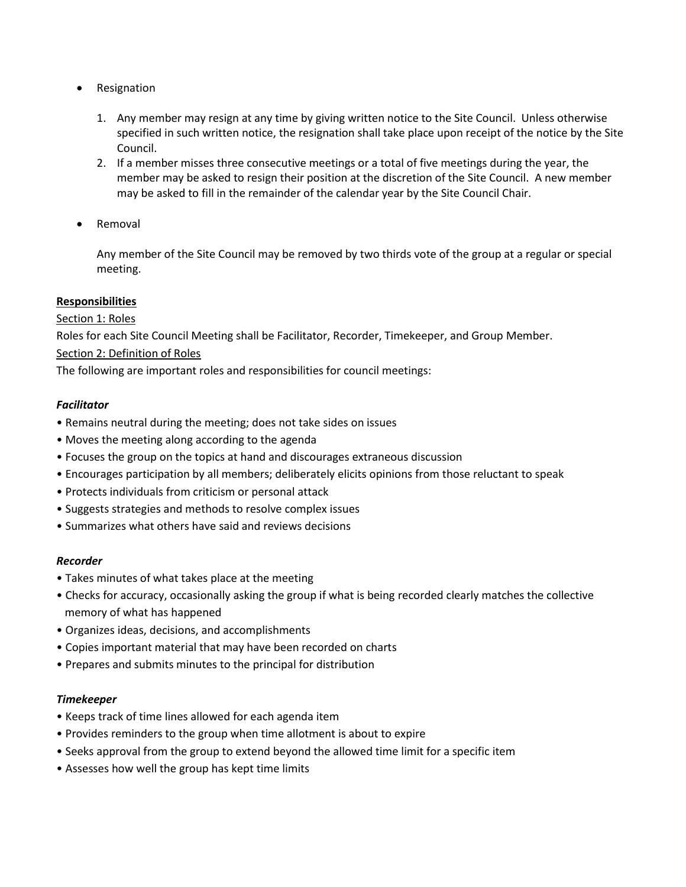- Resignation

  1. Any member may resign at any time by giving written notice to the Site Council. Unless otherwise specified in such written notice, the resignation shall take place upon receipt of the notice by the Site Council.
  2. If a member misses three consecutive meetings or a total of five meetings during the year, the member may be asked to resign their position at the discretion of the Site Council. A new member may be asked to fill in the remainder of the calendar year by the Site Council Chair.

- Removal

  Any member of the Site Council may be removed by two thirds vote of the group at a regular or special meeting.

**Responsibilities**

Section 1: Roles

Roles for each Site Council Meeting shall be Facilitator, Recorder, Timekeeper, and Group Member.

Section 2: Definition of Roles

The following are important roles and responsibilities for council meetings:

***Facilitator***

- Remains neutral during the meeting; does not take sides on issues
- Moves the meeting along according to the agenda
- Focuses the group on the topics at hand and discourages extraneous discussion
- Encourages participation by all members; deliberately elicits opinions from those reluctant to speak
- Protects individuals from criticism or personal attack
- Suggests strategies and methods to resolve complex issues
- Summarizes what others have said and reviews decisions

***Recorder***

- Takes minutes of what takes place at the meeting
- Checks for accuracy, occasionally asking the group if what is being recorded clearly matches the collective memory of what has happened
- Organizes ideas, decisions, and accomplishments
- Copies important material that may have been recorded on charts
- Prepares and submits minutes to the principal for distribution

***Timekeeper***

- Keeps track of time lines allowed for each agenda item
- Provides reminders to the group when time allotment is about to expire
- Seeks approval from the group to extend beyond the allowed time limit for a specific item
- Assesses how well the group has kept time limits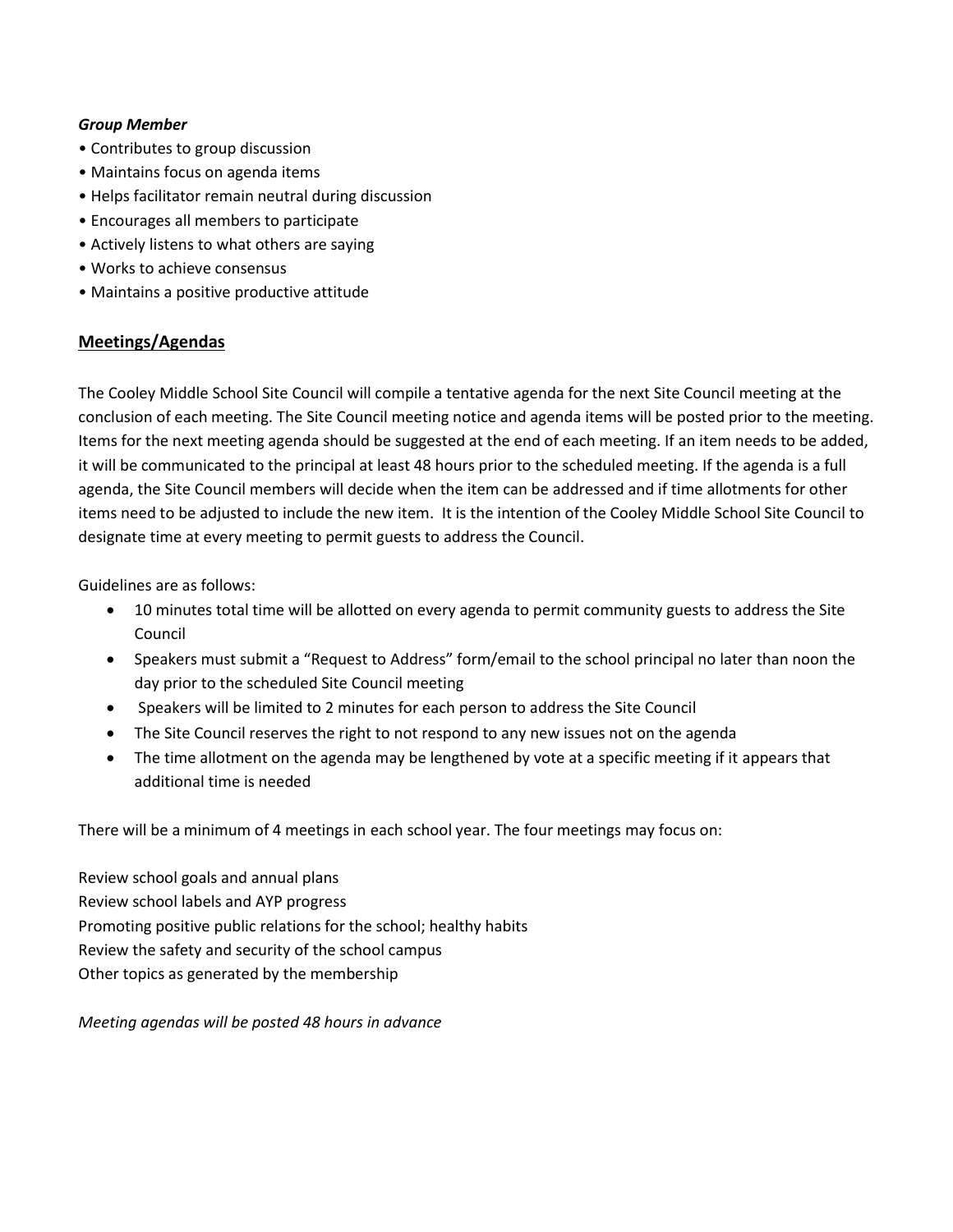***Group Member***

- Contributes to group discussion
- Maintains focus on agenda items
- Helps facilitator remain neutral during discussion
- Encourages all members to participate
- Actively listens to what others are saying
- Works to achieve consensus
- Maintains a positive productive attitude

## Meetings/Agendas

The Cooley Middle School Site Council will compile a tentative agenda for the next Site Council meeting at the conclusion of each meeting. The Site Council meeting notice and agenda items will be posted prior to the meeting. Items for the next meeting agenda should be suggested at the end of each meeting. If an item needs to be added, it will be communicated to the principal at least 48 hours prior to the scheduled meeting. If the agenda is a full agenda, the Site Council members will decide when the item can be addressed and if time allotments for other items need to be adjusted to include the new item. It is the intention of the Cooley Middle School Site Council to designate time at every meeting to permit guests to address the Council.

Guidelines are as follows:

- 10 minutes total time will be allotted on every agenda to permit community guests to address the Site Council
- Speakers must submit a "Request to Address" form/email to the school principal no later than noon the day prior to the scheduled Site Council meeting
- Speakers will be limited to 2 minutes for each person to address the Site Council
- The Site Council reserves the right to not respond to any new issues not on the agenda
- The time allotment on the agenda may be lengthened by vote at a specific meeting if it appears that additional time is needed

There will be a minimum of 4 meetings in each school year. The four meetings may focus on:

Review school goals and annual plans
Review school labels and AYP progress
Promoting positive public relations for the school; healthy habits
Review the safety and security of the school campus
Other topics as generated by the membership

*Meeting agendas will be posted 48 hours in advance*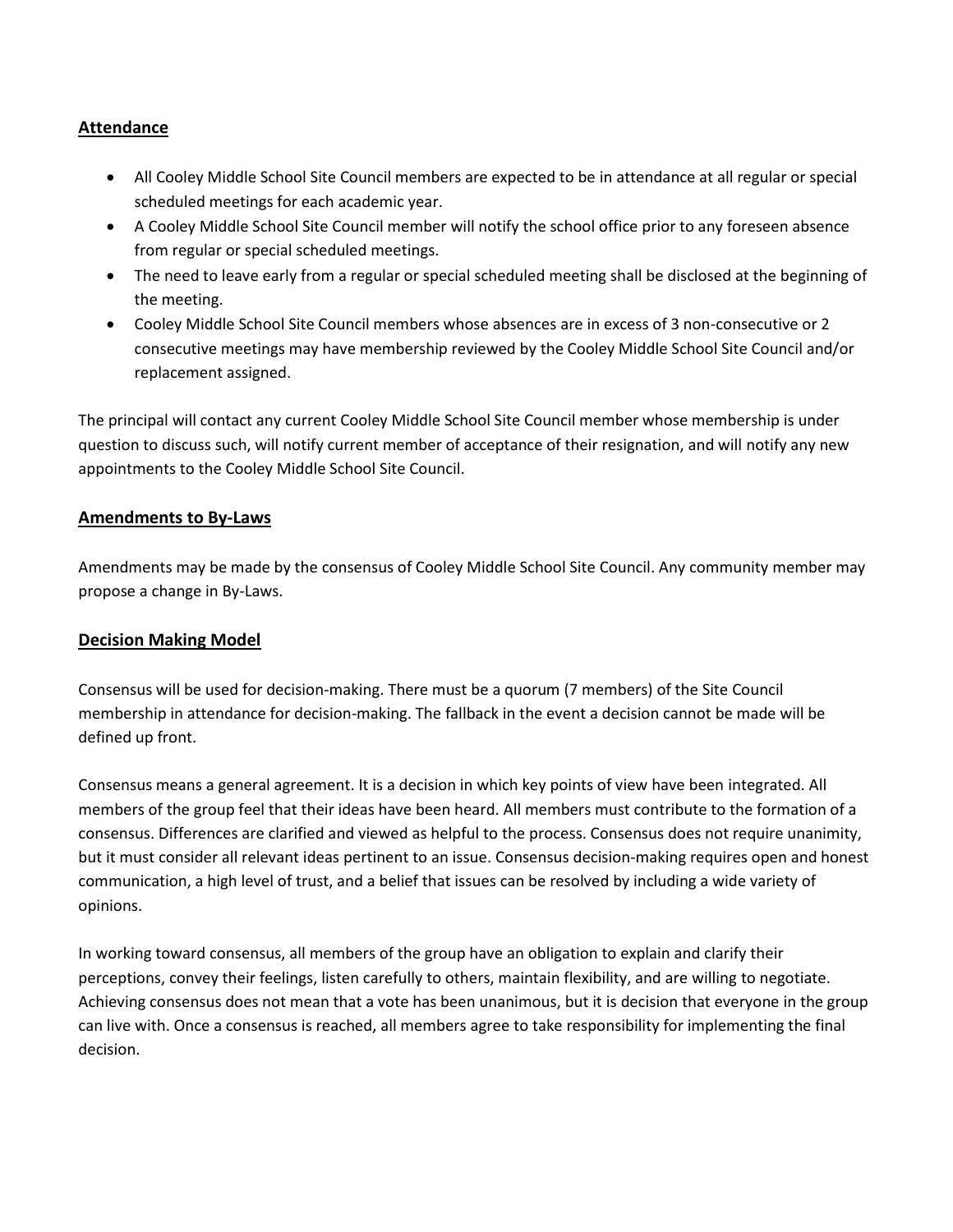## Attendance

- All Cooley Middle School Site Council members are expected to be in attendance at all regular or special scheduled meetings for each academic year.
- A Cooley Middle School Site Council member will notify the school office prior to any foreseen absence from regular or special scheduled meetings.
- The need to leave early from a regular or special scheduled meeting shall be disclosed at the beginning of the meeting.
- Cooley Middle School Site Council members whose absences are in excess of 3 non-consecutive or 2 consecutive meetings may have membership reviewed by the Cooley Middle School Site Council and/or replacement assigned.

The principal will contact any current Cooley Middle School Site Council member whose membership is under question to discuss such, will notify current member of acceptance of their resignation, and will notify any new appointments to the Cooley Middle School Site Council.

## Amendments to By-Laws

Amendments may be made by the consensus of Cooley Middle School Site Council. Any community member may propose a change in By-Laws.

## Decision Making Model

Consensus will be used for decision-making. There must be a quorum (7 members) of the Site Council membership in attendance for decision-making. The fallback in the event a decision cannot be made will be defined up front.

Consensus means a general agreement. It is a decision in which key points of view have been integrated. All members of the group feel that their ideas have been heard. All members must contribute to the formation of a consensus. Differences are clarified and viewed as helpful to the process. Consensus does not require unanimity, but it must consider all relevant ideas pertinent to an issue. Consensus decision-making requires open and honest communication, a high level of trust, and a belief that issues can be resolved by including a wide variety of opinions.

In working toward consensus, all members of the group have an obligation to explain and clarify their perceptions, convey their feelings, listen carefully to others, maintain flexibility, and are willing to negotiate. Achieving consensus does not mean that a vote has been unanimous, but it is decision that everyone in the group can live with. Once a consensus is reached, all members agree to take responsibility for implementing the final decision.